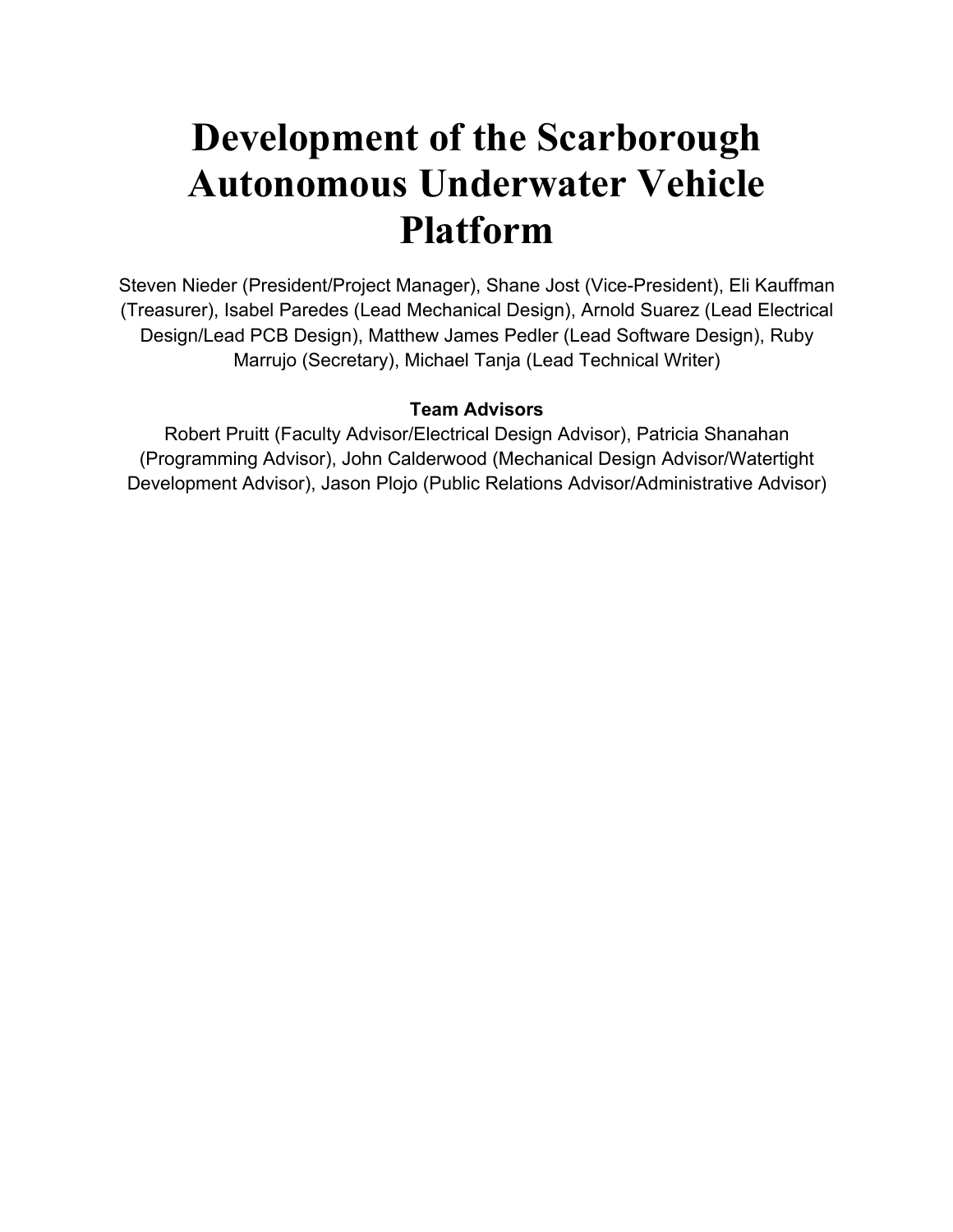# Development of the Scarborough Autonomous Underwater Vehicle Platform

Steven Nieder (President/Project Manager), Shane Jost (Vice-President), Eli Kauffman (Treasurer), Isabel Paredes (Lead Mechanical Design), Arnold Suarez (Lead Electrical Design/Lead PCB Design), Matthew James Pedler (Lead Software Design), Ruby Marrujo (Secretary), Michael Tanja (Lead Technical Writer)

**Team Advisors**

Robert Pruitt (Faculty Advisor/Electrical Design Advisor), Patricia Shanahan (Programming Advisor), John Calderwood (Mechanical Design Advisor/Watertight Development Advisor), Jason Plojo (Public Relations Advisor/Administrative Advisor)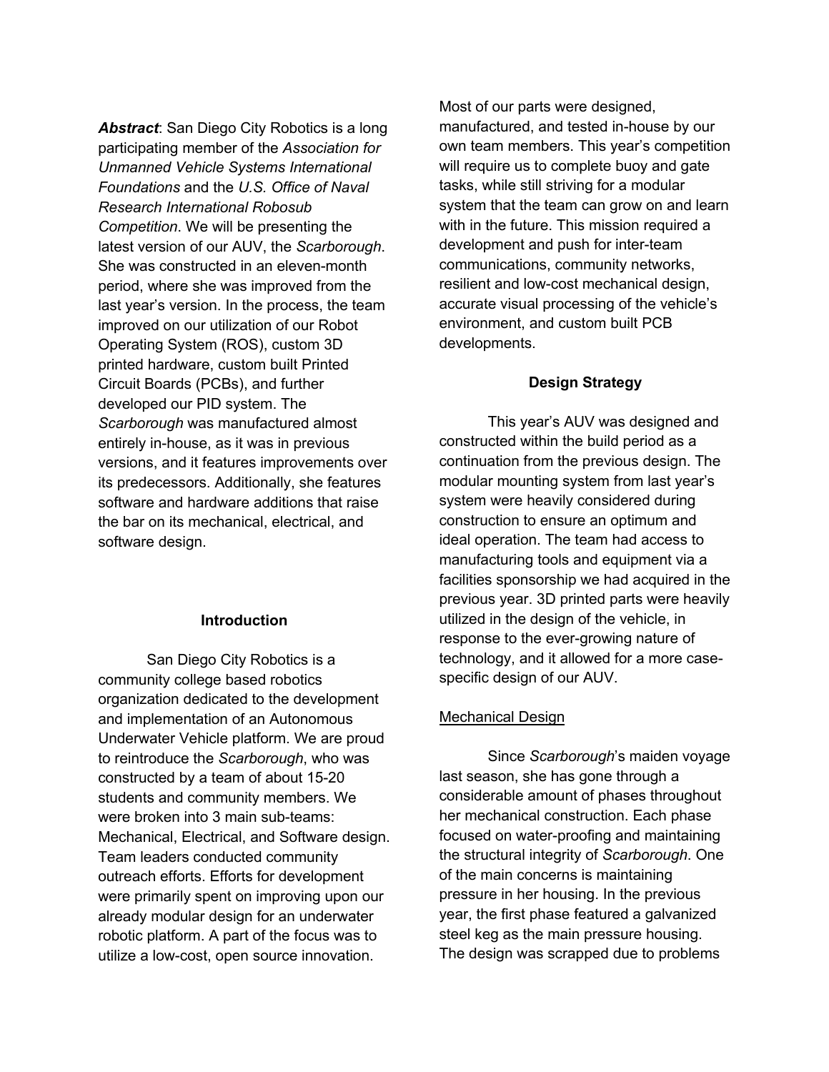***Abstract***: San Diego City Robotics is a long participating member of the *Association for Unmanned Vehicle Systems International Foundations* and the *U.S. Office of Naval Research International Robosub Competition*. We will be presenting the latest version of our AUV, the *Scarborough*. She was constructed in an eleven-month period, where she was improved from the last year's version. In the process, the team improved on our utilization of our Robot Operating System (ROS), custom 3D printed hardware, custom built Printed Circuit Boards (PCBs), and further developed our PID system. The *Scarborough* was manufactured almost entirely in-house, as it was in previous versions, and it features improvements over its predecessors. Additionally, she features software and hardware additions that raise the bar on its mechanical, electrical, and software design.

## Introduction

San Diego City Robotics is a community college based robotics organization dedicated to the development and implementation of an Autonomous Underwater Vehicle platform. We are proud to reintroduce the *Scarborough*, who was constructed by a team of about 15-20 students and community members. We were broken into 3 main sub-teams: Mechanical, Electrical, and Software design. Team leaders conducted community outreach efforts. Efforts for development were primarily spent on improving upon our already modular design for an underwater robotic platform. A part of the focus was to utilize a low-cost, open source innovation. Most of our parts were designed, manufactured, and tested in-house by our own team members. This year's competition will require us to complete buoy and gate tasks, while still striving for a modular system that the team can grow on and learn with in the future. This mission required a development and push for inter-team communications, community networks, resilient and low-cost mechanical design, accurate visual processing of the vehicle's environment, and custom built PCB developments.

## Design Strategy

This year's AUV was designed and constructed within the build period as a continuation from the previous design. The modular mounting system from last year's system were heavily considered during construction to ensure an optimum and ideal operation. The team had access to manufacturing tools and equipment via a facilities sponsorship we had acquired in the previous year. 3D printed parts were heavily utilized in the design of the vehicle, in response to the ever-growing nature of technology, and it allowed for a more case-specific design of our AUV.

### Mechanical Design

Since *Scarborough*'s maiden voyage last season, she has gone through a considerable amount of phases throughout her mechanical construction. Each phase focused on water-proofing and maintaining the structural integrity of *Scarborough*. One of the main concerns is maintaining pressure in her housing. In the previous year, the first phase featured a galvanized steel keg as the main pressure housing. The design was scrapped due to problems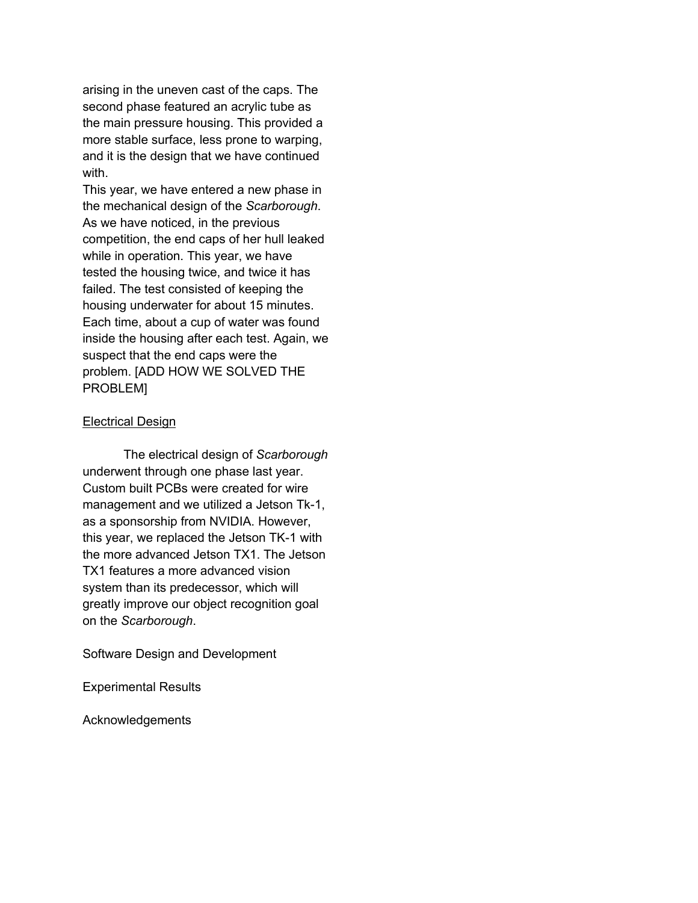arising in the uneven cast of the caps. The second phase featured an acrylic tube as the main pressure housing. This provided a more stable surface, less prone to warping, and it is the design that we have continued with.

This year, we have entered a new phase in the mechanical design of the *Scarborough*. As we have noticed, in the previous competition, the end caps of her hull leaked while in operation. This year, we have tested the housing twice, and twice it has failed. The test consisted of keeping the housing underwater for about 15 minutes. Each time, about a cup of water was found inside the housing after each test. Again, we suspect that the end caps were the problem. [ADD HOW WE SOLVED THE PROBLEM]

## Electrical Design

The electrical design of *Scarborough* underwent through one phase last year. Custom built PCBs were created for wire management and we utilized a Jetson Tk-1, as a sponsorship from NVIDIA. However, this year, we replaced the Jetson TK-1 with the more advanced Jetson TX1. The Jetson TX1 features a more advanced vision system than its predecessor, which will greatly improve our object recognition goal on the *Scarborough*.

## Software Design and Development

## Experimental Results

## Acknowledgements